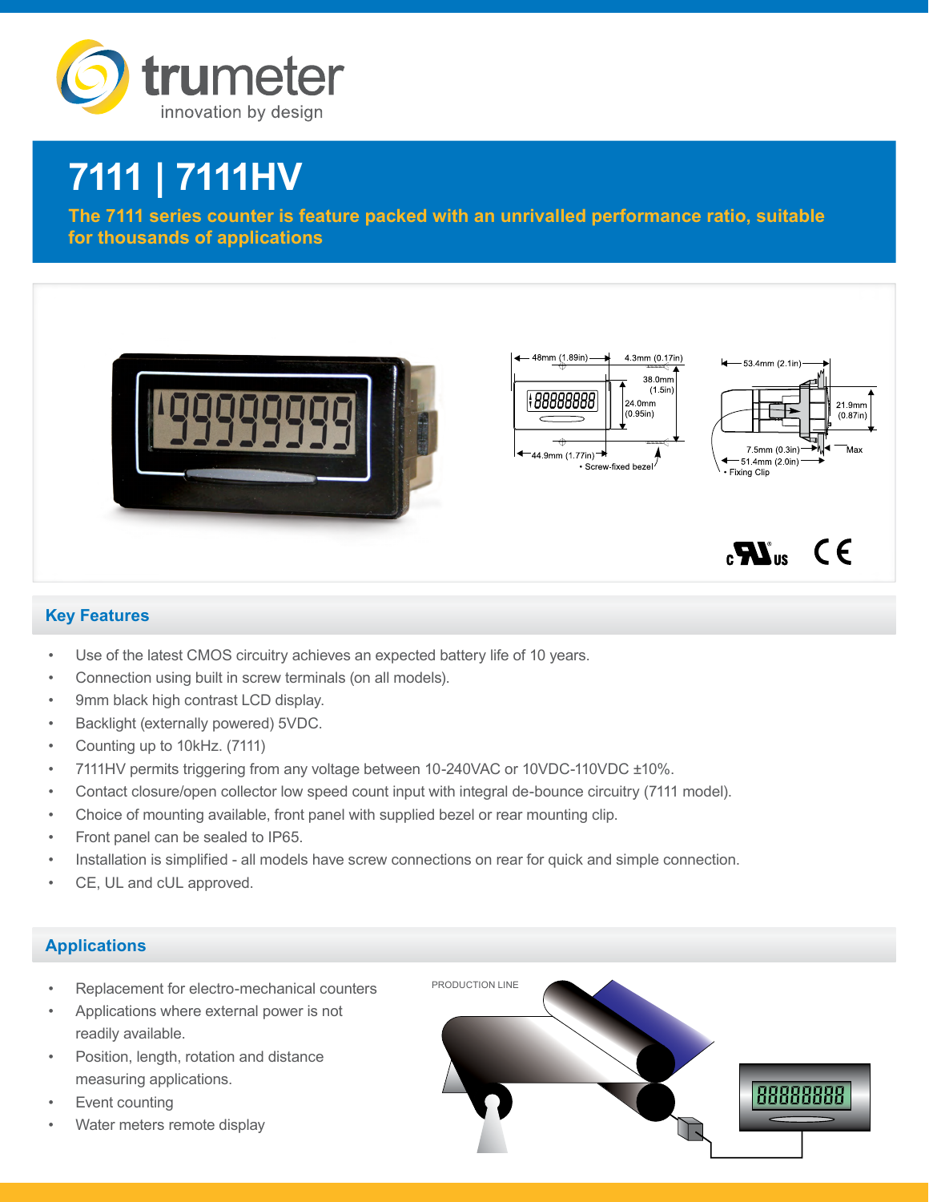# 7111 | 7111HV

**The 7111 series counter is feature packed with an unrivalled performance ratio, suitable for thousands of applications**

## Key Features

- Use of the latest CMOS circuitry achieves an expected battery life of 10 years.
- Connection using built in screw terminals (on all models).
- 9mm black high contrast LCD display.
- Backlight (externally powered) 5VDC.
- Counting up to 10kHz. (7111)
- 7111HV permits triggering from any voltage between 10-240VAC or 10VDC-110VDC ±10%.
- Contact closure/open collector low speed count input with integral de-bounce circuitry (7111 model).
- Choice of mounting available, front panel with supplied bezel or rear mounting clip.
- Front panel can be sealed to IP65.
- Installation is simplified - all models have screw connections on rear for quick and simple connection.
- CE, UL and cUL approved.

## Applications

- Replacement for electro-mechanical counters
- Applications where external power is not readily available.
- Position, length, rotation and distance measuring applications.
- Event counting
- Water meters remote display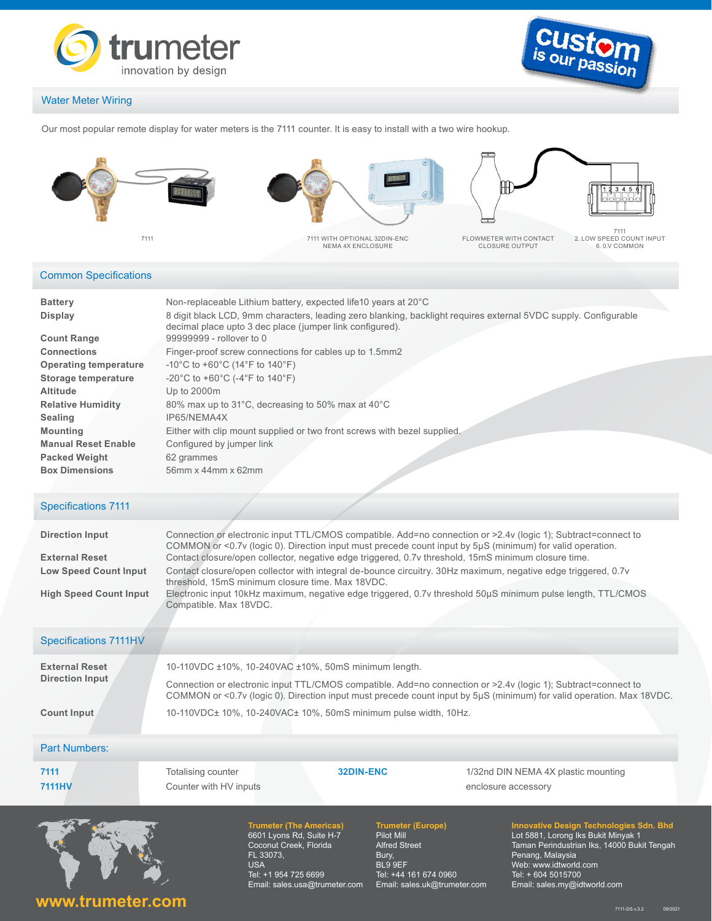## Water Meter Wiring

Our most popular remote display for water meters is the 7111 counter. It is easy to install with a two wire hookup.

7111

7111 WITH OPTIONAL 32DIN-ENC NEMA 4X ENCLOSURE

FLOWMETER WITH CONTACT CLOSURE OUTPUT

7111
2. LOW SPEED COUNT INPUT
6. 0.V COMMON

## Common Specifications

| | |
|---|---|
| **Battery** | Non-replaceable Lithium battery, expected life10 years at 20°C |
| **Display** | 8 digit black LCD, 9mm characters, leading zero blanking, backlight requires external 5VDC supply. Configurable decimal place upto 3 dec place (jumper link configured). |
| **Count Range** | 99999999 - rollover to 0 |
| **Connections** | Finger-proof screw connections for cables up to 1.5mm2 |
| **Operating temperature** | -10°C to +60°C (14°F to 140°F) |
| **Storage temperature** | -20°C to +60°C (-4°F to 140°F) |
| **Altitude** | Up to 2000m |
| **Relative Humidity** | 80% max up to 31°C, decreasing to 50% max at 40°C |
| **Sealing** | IP65/NEMA4X |
| **Mounting** | Either with clip mount supplied or two front screws with bezel supplied. |
| **Manual Reset Enable** | Configured by jumper link |
| **Packed Weight** | 62 grammes |
| **Box Dimensions** | 56mm x 44mm x 62mm |

## Specifications 7111

| | |
|---|---|
| **Direction Input** | Connection or electronic input TTL/CMOS compatible. Add=no connection or >2.4v (logic 1); Subtract=connect to COMMON or <0.7v (logic 0). Direction input must precede count input by 5µS (minimum) for valid operation. |
| **External Reset** | Contact closure/open collector, negative edge triggered, 0.7v threshold, 15mS minimum closure time. |
| **Low Speed Count Input** | Contact closure/open collector with integral de-bounce circuitry. 30Hz maximum, negative edge triggered, 0.7v threshold, 15mS minimum closure time. Max 18VDC. |
| **High Speed Count Input** | Electronic input 10kHz maximum, negative edge triggered, 0.7v threshold 50µS minimum pulse length, TTL/CMOS Compatible. Max 18VDC. |

## Specifications 7111HV

| | |
|---|---|
| **External Reset** | 10-110VDC ±10%, 10-240VAC ±10%, 50mS minimum length. |
| **Direction Input** | Connection or electronic input TTL/CMOS compatible. Add=no connection or >2.4v (logic 1); Subtract=connect to COMMON or <0.7v (logic 0). Direction input must precede count input by 5µS (minimum) for valid operation. Max 18VDC. |
| **Count Input** | 10-110VDC± 10%, 10-240VAC± 10%, 50mS minimum pulse width, 10Hz. |

## Part Numbers:

| | | | |
|---|---|---|---|
| **7111** | Totalising counter | **32DIN-ENC** | 1/32nd DIN NEMA 4X plastic mounting enclosure accessory |
| **7111HV** | Counter with HV inputs | | |

**Trumeter (The Americas)**
6601 Lyons Rd, Suite H-7
Coconut Creek, Florida
FL 33073,
USA
Tel: +1 954 725 6699
Email: sales.usa@trumeter.com

**Trumeter (Europe)**
Pilot Mill
Alfred Street
Bury,
BL9 9EF
Tel: +44 161 674 0960
Email: sales.uk@trumeter.com

**Innovative Design Technologies Sdn. Bhd**
Lot 5881, Lorong Iks Bukit Minyak 1
Taman Perindustrian Iks, 14000 Bukit Tengah
Penang, Malaysia
Web: www.idtworld.com
Tel: + 604 5015700
Email: sales.my@idtworld.com

**www.trumeter.com**

7111-DS.v.3.2 09/2021